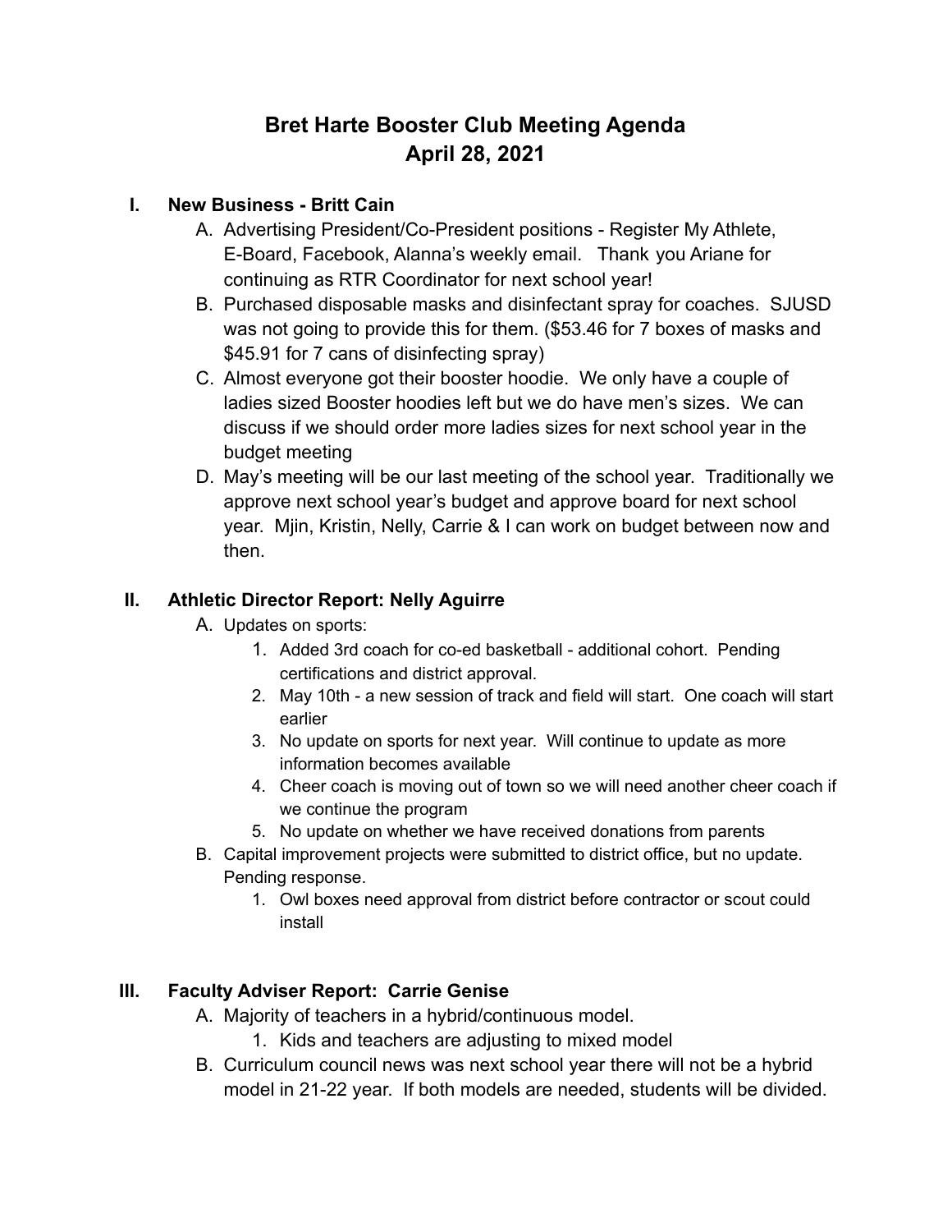# Bret Harte Booster Club Meeting Agenda
# April 28, 2021

## I. New Business - Britt Cain

A. Advertising President/Co-President positions - Register My Athlete, E-Board, Facebook, Alanna's weekly email. Thank you Ariane for continuing as RTR Coordinator for next school year!

B. Purchased disposable masks and disinfectant spray for coaches. SJUSD was not going to provide this for them. ($53.46 for 7 boxes of masks and $45.91 for 7 cans of disinfecting spray)

C. Almost everyone got their booster hoodie. We only have a couple of ladies sized Booster hoodies left but we do have men's sizes. We can discuss if we should order more ladies sizes for next school year in the budget meeting

D. May's meeting will be our last meeting of the school year. Traditionally we approve next school year's budget and approve board for next school year. Mjin, Kristin, Nelly, Carrie & I can work on budget between now and then.

## II. Athletic Director Report: Nelly Aguirre

A. Updates on sports:
   1. Added 3rd coach for co-ed basketball - additional cohort. Pending certifications and district approval.
   2. May 10th - a new session of track and field will start. One coach will start earlier
   3. No update on sports for next year. Will continue to update as more information becomes available
   4. Cheer coach is moving out of town so we will need another cheer coach if we continue the program
   5. No update on whether we have received donations from parents

B. Capital improvement projects were submitted to district office, but no update. Pending response.
   1. Owl boxes need approval from district before contractor or scout could install

## III. Faculty Adviser Report: Carrie Genise

A. Majority of teachers in a hybrid/continuous model.
   1. Kids and teachers are adjusting to mixed model

B. Curriculum council news was next school year there will not be a hybrid model in 21-22 year. If both models are needed, students will be divided.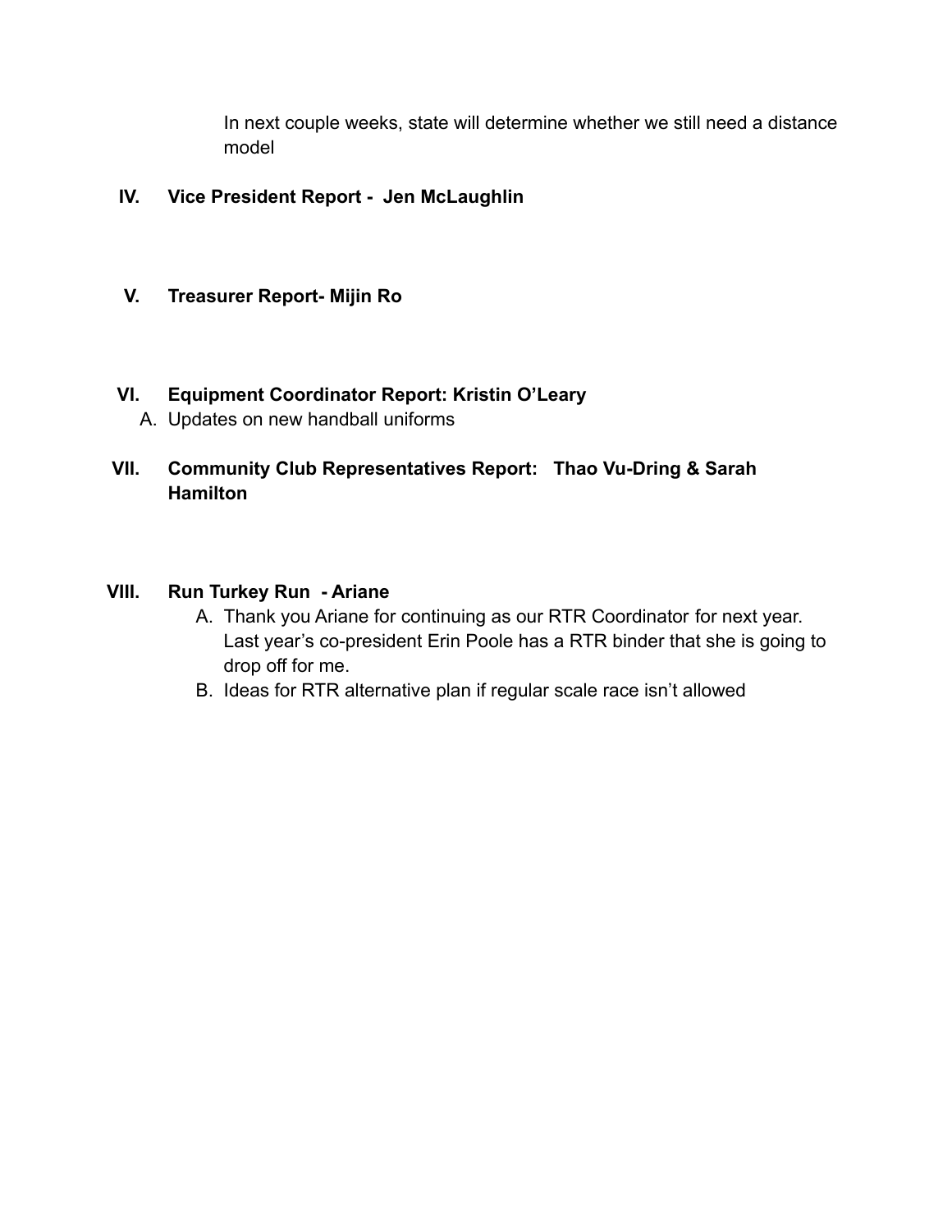In next couple weeks, state will determine whether we still need a distance model

IV. **Vice President Report - Jen McLaughlin**

V. **Treasurer Report- Mijin Ro**

VI. **Equipment Coordinator Report: Kristin O'Leary**

A. Updates on new handball uniforms

VII. **Community Club Representatives Report: Thao Vu-Dring & Sarah Hamilton**

VIII. **Run Turkey Run - Ariane**

A. Thank you Ariane for continuing as our RTR Coordinator for next year. Last year's co-president Erin Poole has a RTR binder that she is going to drop off for me.

B. Ideas for RTR alternative plan if regular scale race isn't allowed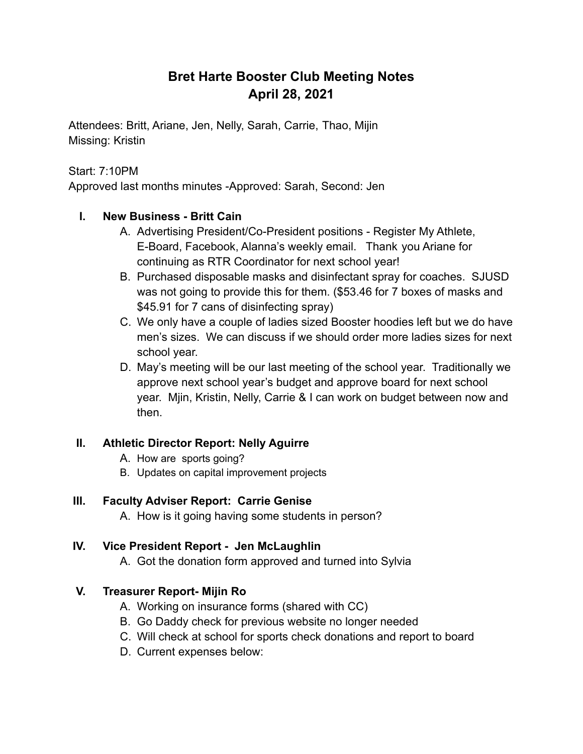# Bret Harte Booster Club Meeting Notes
# April 28, 2021

Attendees: Britt, Ariane, Jen, Nelly, Sarah, Carrie, Thao, Mijin
Missing: Kristin

Start: 7:10PM
Approved last months minutes -Approved: Sarah, Second: Jen

## I. New Business - Britt Cain

A. Advertising President/Co-President positions - Register My Athlete, E-Board, Facebook, Alanna's weekly email. Thank you Ariane for continuing as RTR Coordinator for next school year!

B. Purchased disposable masks and disinfectant spray for coaches. SJUSD was not going to provide this for them. ($53.46 for 7 boxes of masks and $45.91 for 7 cans of disinfecting spray)

C. We only have a couple of ladies sized Booster hoodies left but we do have men's sizes. We can discuss if we should order more ladies sizes for next school year.

D. May's meeting will be our last meeting of the school year. Traditionally we approve next school year's budget and approve board for next school year. Mjin, Kristin, Nelly, Carrie & I can work on budget between now and then.

## II. Athletic Director Report: Nelly Aguirre

A. How are sports going?

B. Updates on capital improvement projects

## III. Faculty Adviser Report: Carrie Genise

A. How is it going having some students in person?

## IV. Vice President Report - Jen McLaughlin

A. Got the donation form approved and turned into Sylvia

## V. Treasurer Report- Mijin Ro

A. Working on insurance forms (shared with CC)

B. Go Daddy check for previous website no longer needed

C. Will check at school for sports check donations and report to board

D. Current expenses below: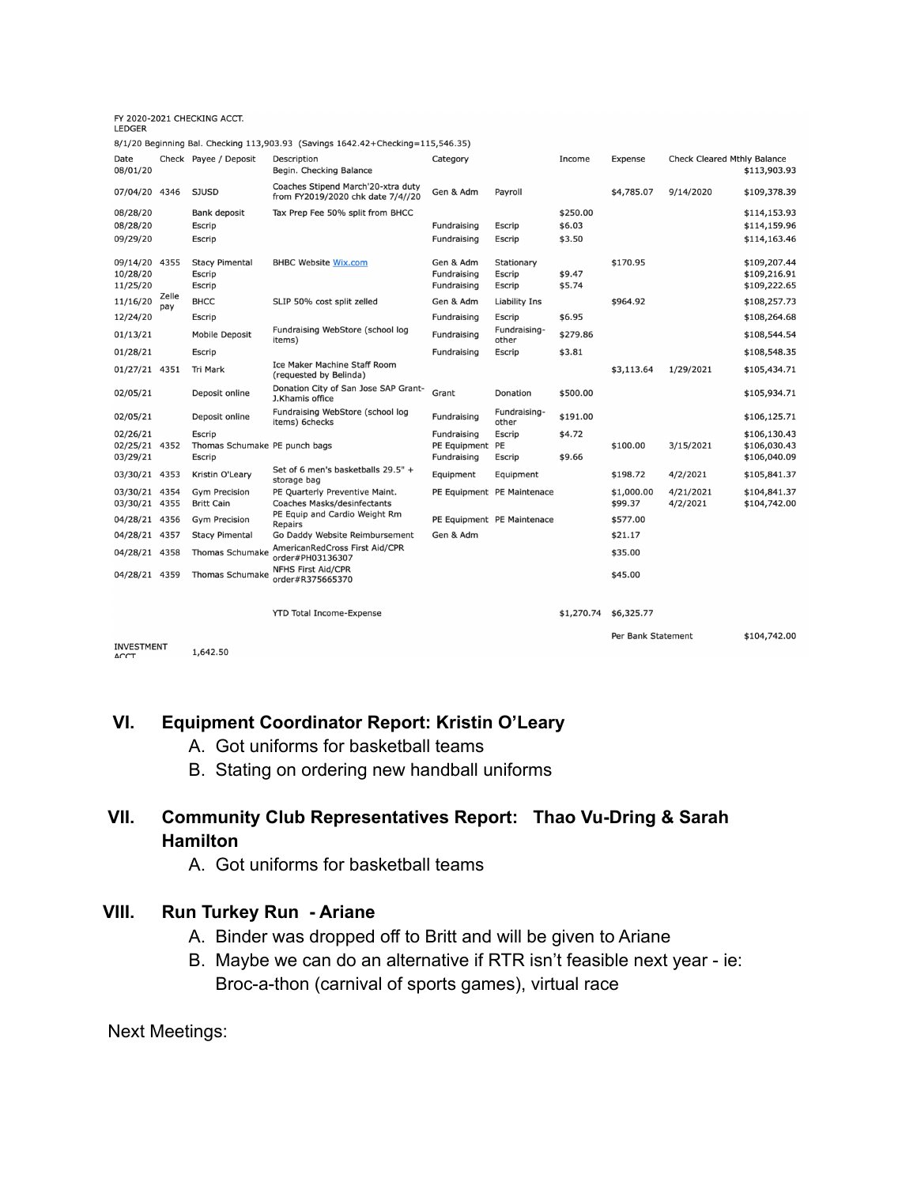FY 2020-2021 CHECKING ACCT. LEDGER

8/1/20 Beginning Bal. Checking 113,903.93 (Savings 1642.42+Checking=115,546.35)

| Date | Check | Payee / Deposit | Description | Category | | Income | Expense | Check Cleared | Mthly Balance |
|---|---|---|---|---|---|---|---|---|---|
| 08/01/20 | | | Begin. Checking Balance | | | | | | $113,903.93 |
| 07/04/20 | 4346 | SJUSD | Coaches Stipend March'20-xtra duty from FY2019/2020 chk date 7/4//20 | Gen & Adm | Payroll | | $4,785.07 | 9/14/2020 | $109,378.39 |
| 08/28/20 | | Bank deposit | Tax Prep Fee 50% split from BHCC | | | $250.00 | | | $114,153.93 |
| 08/28/20 | | Escrip | | Fundraising | Escrip | $6.03 | | | $114,159.96 |
| 09/29/20 | | Escrip | | Fundraising | Escrip | $3.50 | | | $114,163.46 |
| 09/14/20 | 4355 | Stacy Pimental | BHBC Website Wix.com | Gen & Adm | Stationary | | $170.95 | | $109,207.44 |
| 10/28/20 | | Escrip | | Fundraising | Escrip | $9.47 | | | $109,216.91 |
| 11/25/20 | | Escrip | | Fundraising | Escrip | $5.74 | | | $109,222.65 |
| 11/16/20 | Zelle pay | BHCC | SLIP 50% cost split zelled | Gen & Adm | Liability Ins | | $964.92 | | $108,257.73 |
| 12/24/20 | | Escrip | | Fundraising | Escrip | $6.95 | | | $108,264.68 |
| 01/13/21 | | Mobile Deposit | Fundraising WebStore (school log items) | Fundraising | Fundraising-other | $279.86 | | | $108,544.54 |
| 01/28/21 | | Escrip | | Fundraising | Escrip | $3.81 | | | $108,548.35 |
| 01/27/21 | 4351 | Tri Mark | Ice Maker Machine Staff Room (requested by Belinda) | | | | $3,113.64 | 1/29/2021 | $105,434.71 |
| 02/05/21 | | Deposit online | Donation City of San Jose SAP Grant-J.Khamis office | Grant | Donation | $500.00 | | | $105,934.71 |
| 02/05/21 | | Deposit online | Fundraising WebStore (school log items) 6checks | Fundraising | Fundraising-other | $191.00 | | | $106,125.71 |
| 02/26/21 | | Escrip | | Fundraising | Escrip | $4.72 | | | $106,130.43 |
| 02/25/21 | 4352 | Thomas Schumake | PE punch bags | PE Equipment | PE | | $100.00 | 3/15/2021 | $106,030.43 |
| 03/29/21 | | Escrip | | Fundraising | Escrip | $9.66 | | | $106,040.09 |
| 03/30/21 | 4353 | Kristin O'Leary | Set of 6 men's basketballs 29.5" + storage bag | Equipment | Equipment | | $198.72 | 4/2/2021 | $105,841.37 |
| 03/30/21 | 4354 | Gym Precision | PE Quarterly Preventive Maint. | PE Equipment | PE Maintenace | | $1,000.00 | 4/21/2021 | $104,841.37 |
| 03/30/21 | 4355 | Britt Cain | Coaches Masks/desinfectants | | | | $99.37 | 4/2/2021 | $104,742.00 |
| 04/28/21 | 4356 | Gym Precision | PE Equip and Cardio Weight Rm Repairs | PE Equipment | PE Maintenace | | $577.00 | | |
| 04/28/21 | 4357 | Stacy Pimental | Go Daddy Website Reimbursement | Gen & Adm | | | $21.17 | | |
| 04/28/21 | 4358 | Thomas Schumake | AmericanRedCross First Aid/CPR order#PH03136307 | | | | $35.00 | | |
| 04/28/21 | 4359 | Thomas Schumake | NFHS First Aid/CPR order#R375665370 | | | | $45.00 | | |
| | | | YTD Total Income-Expense | | | $1,270.74 | $6,325.77 | | |
| | | | | | | | Per Bank Statement | | $104,742.00 |
| INVESTMENT ACCT | | 1,642.50 | | | | | | | |

## VI. Equipment Coordinator Report: Kristin O'Leary

A. Got uniforms for basketball teams
B. Stating on ordering new handball uniforms

## VII. Community Club Representatives Report: Thao Vu-Dring & Sarah Hamilton

A. Got uniforms for basketball teams

## VIII. Run Turkey Run - Ariane

A. Binder was dropped off to Britt and will be given to Ariane
B. Maybe we can do an alternative if RTR isn't feasible next year - ie: Broc-a-thon (carnival of sports games), virtual race

Next Meetings: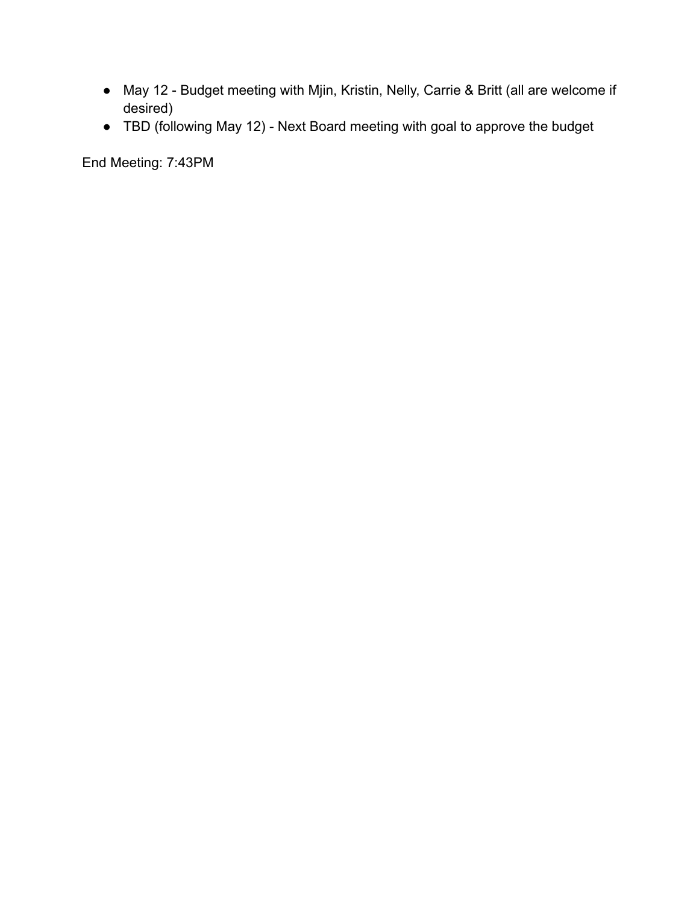- May 12 - Budget meeting with Mjin, Kristin, Nelly, Carrie & Britt (all are welcome if desired)
- TBD (following May 12) - Next Board meeting with goal to approve the budget

End Meeting: 7:43PM